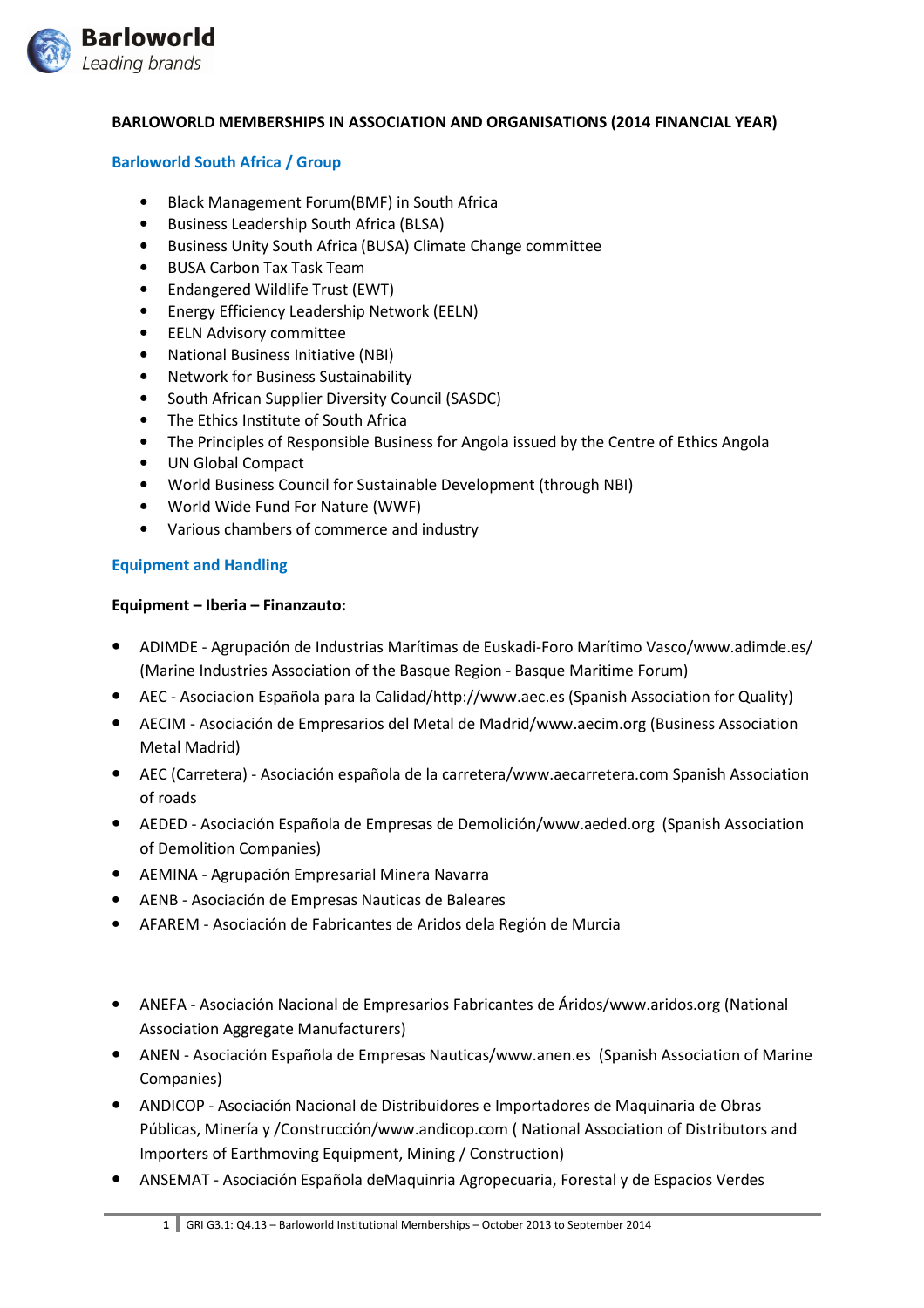# BARLOWORLD MEMBERSHIPS IN ASSOCIATION AND ORGANISATIONS (2014 FINANCIAL YEAR)

## Barloworld South Africa / Group

- Black Management Forum(BMF) in South Africa
- Business Leadership South Africa (BLSA)
- Business Unity South Africa (BUSA) Climate Change committee
- BUSA Carbon Tax Task Team
- Endangered Wildlife Trust (EWT)
- Energy Efficiency Leadership Network (EELN)
- EELN Advisory committee
- National Business Initiative (NBI)
- Network for Business Sustainability
- South African Supplier Diversity Council (SASDC)
- The Ethics Institute of South Africa
- The Principles of Responsible Business for Angola issued by the Centre of Ethics Angola
- UN Global Compact
- World Business Council for Sustainable Development (through NBI)
- World Wide Fund For Nature (WWF)
- Various chambers of commerce and industry

## Equipment and Handling

**Equipment – Iberia – Finanzauto:**

- ADIMDE - Agrupación de Industrias Marítimas de Euskadi-Foro Marítimo Vasco/www.adimde.es/ (Marine Industries Association of the Basque Region - Basque Maritime Forum)
- AEC - Asociacion Española para la Calidad/http://www.aec.es (Spanish Association for Quality)
- AECIM - Asociación de Empresarios del Metal de Madrid/www.aecim.org (Business Association Metal Madrid)
- AEC (Carretera) - Asociación española de la carretera/www.aecarretera.com Spanish Association of roads
- AEDED - Asociación Española de Empresas de Demolición/www.aeded.org (Spanish Association of Demolition Companies)
- AEMINA - Agrupación Empresarial Minera Navarra
- AENB - Asociación de Empresas Nauticas de Baleares
- AFAREM - Asociación de Fabricantes de Aridos dela Región de Murcia
- ANEFA - Asociación Nacional de Empresarios Fabricantes de Áridos/www.aridos.org (National Association Aggregate Manufacturers)
- ANEN - Asociación Española de Empresas Nauticas/www.anen.es (Spanish Association of Marine Companies)
- ANDICOP - Asociación Nacional de Distribuidores e Importadores de Maquinaria de Obras Públicas, Minería y /Construcción/www.andicop.com ( National Association of Distributors and Importers of Earthmoving Equipment, Mining / Construction)
- ANSEMAT - Asociación Española deMaquinria Agropecuaria, Forestal y de Espacios Verdes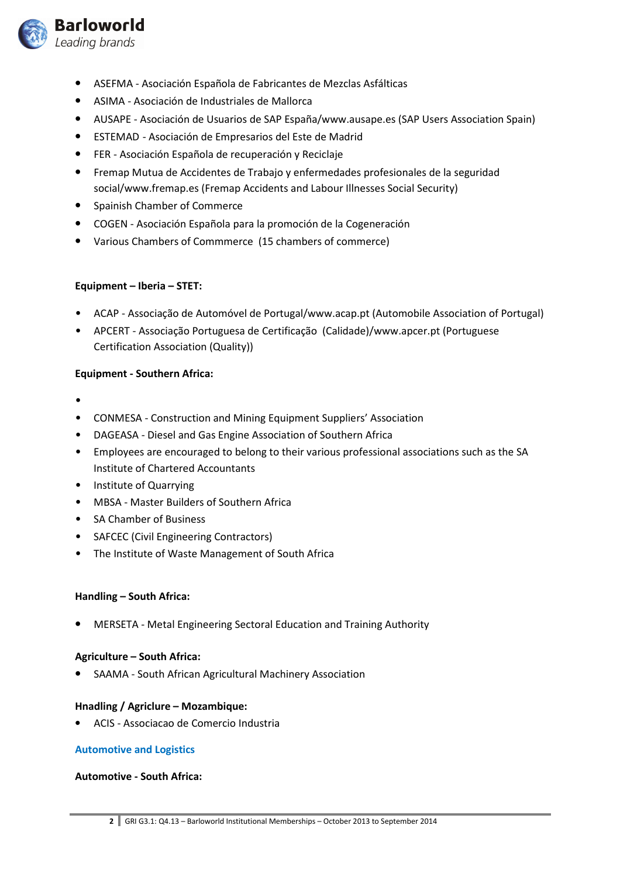- ASEFMA - Asociación Española de Fabricantes de Mezclas Asfálticas
- ASIMA - Asociación de Industriales de Mallorca
- AUSAPE - Asociación de Usuarios de SAP España/www.ausape.es (SAP Users Association Spain)
- ESTEMAD - Asociación de Empresarios del Este de Madrid
- FER - Asociación Española de recuperación y Reciclaje
- Fremap Mutua de Accidentes de Trabajo y enfermedades profesionales de la seguridad social/www.fremap.es (Fremap Accidents and Labour Illnesses Social Security)
- Spainish Chamber of Commerce
- COGEN - Asociación Española para la promoción de la Cogeneración
- Various Chambers of Commmerce (15 chambers of commerce)

**Equipment – Iberia – STET:**

- ACAP - Associação de Automóvel de Portugal/www.acap.pt (Automobile Association of Portugal)
- APCERT - Associação Portuguesa de Certificação (Calidade)/www.apcer.pt (Portuguese Certification Association (Quality))

**Equipment - Southern Africa:**

- 
- CONMESA - Construction and Mining Equipment Suppliers' Association
- DAGEASA - Diesel and Gas Engine Association of Southern Africa
- Employees are encouraged to belong to their various professional associations such as the SA Institute of Chartered Accountants
- Institute of Quarrying
- MBSA - Master Builders of Southern Africa
- SA Chamber of Business
- SAFCEC (Civil Engineering Contractors)
- The Institute of Waste Management of South Africa

**Handling – South Africa:**

- MERSETA - Metal Engineering Sectoral Education and Training Authority

**Agriculture – South Africa:**

- SAAMA - South African Agricultural Machinery Association

**Hnadling / Agricure – Mozambique:**

- ACIS - Associacao de Comercio Industria

## Automotive and Logistics

**Automotive - South Africa:**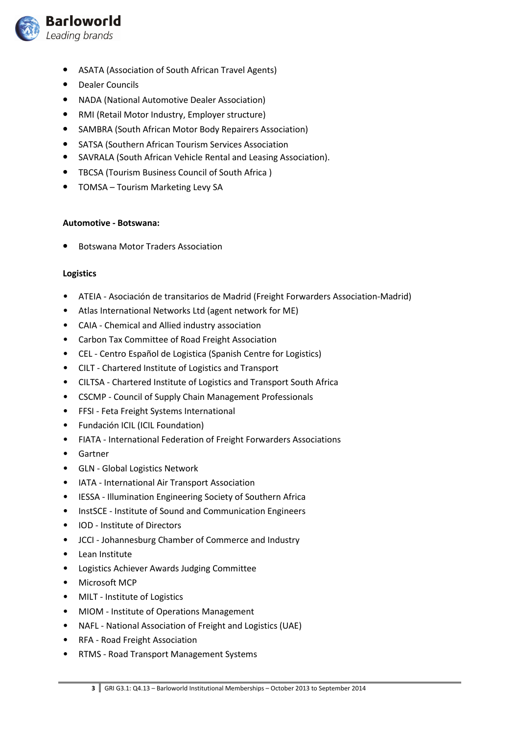- ASATA (Association of South African Travel Agents)
- Dealer Councils
- NADA (National Automotive Dealer Association)
- RMI (Retail Motor Industry, Employer structure)
- SAMBRA (South African Motor Body Repairers Association)
- SATSA (Southern African Tourism Services Association
- SAVRALA (South African Vehicle Rental and Leasing Association).
- TBCSA (Tourism Business Council of South Africa )
- TOMSA – Tourism Marketing Levy SA

**Automotive - Botswana:**

- Botswana Motor Traders Association

**Logistics**

- ATEIA - Asociación de transitarios de Madrid (Freight Forwarders Association-Madrid)
- Atlas International Networks Ltd (agent network for ME)
- CAIA - Chemical and Allied industry association
- Carbon Tax Committee of Road Freight Association
- CEL - Centro Español de Logistica (Spanish Centre for Logistics)
- CILT - Chartered Institute of Logistics and Transport
- CILTSA - Chartered Institute of Logistics and Transport South Africa
- CSCMP - Council of Supply Chain Management Professionals
- FFSI - Feta Freight Systems International
- Fundación ICIL (ICIL Foundation)
- FIATA - International Federation of Freight Forwarders Associations
- Gartner
- GLN - Global Logistics Network
- IATA - International Air Transport Association
- IESSA - Illumination Engineering Society of Southern Africa
- InstSCE - Institute of Sound and Communication Engineers
- IOD - Institute of Directors
- JCCI - Johannesburg Chamber of Commerce and Industry
- Lean Institute
- Logistics Achiever Awards Judging Committee
- Microsoft MCP
- MILT - Institute of Logistics
- MIOM - Institute of Operations Management
- NAFL - National Association of Freight and Logistics (UAE)
- RFA - Road Freight Association
- RTMS - Road Transport Management Systems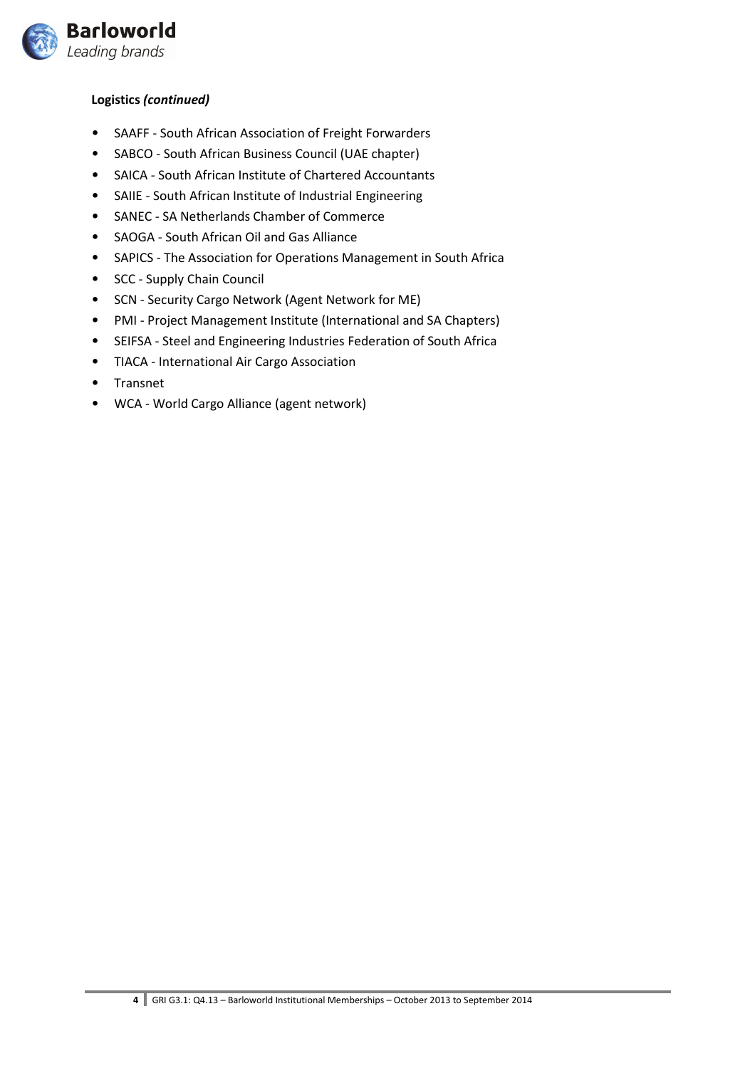**Logistics *(continued)***

- SAAFF - South African Association of Freight Forwarders
- SABCO - South African Business Council (UAE chapter)
- SAICA - South African Institute of Chartered Accountants
- SAIIE - South African Institute of Industrial Engineering
- SANEC - SA Netherlands Chamber of Commerce
- SAOGA - South African Oil and Gas Alliance
- SAPICS - The Association for Operations Management in South Africa
- SCC - Supply Chain Council
- SCN - Security Cargo Network (Agent Network for ME)
- PMI - Project Management Institute (International and SA Chapters)
- SEIFSA - Steel and Engineering Industries Federation of South Africa
- TIACA - International Air Cargo Association
- Transnet
- WCA - World Cargo Alliance (agent network)